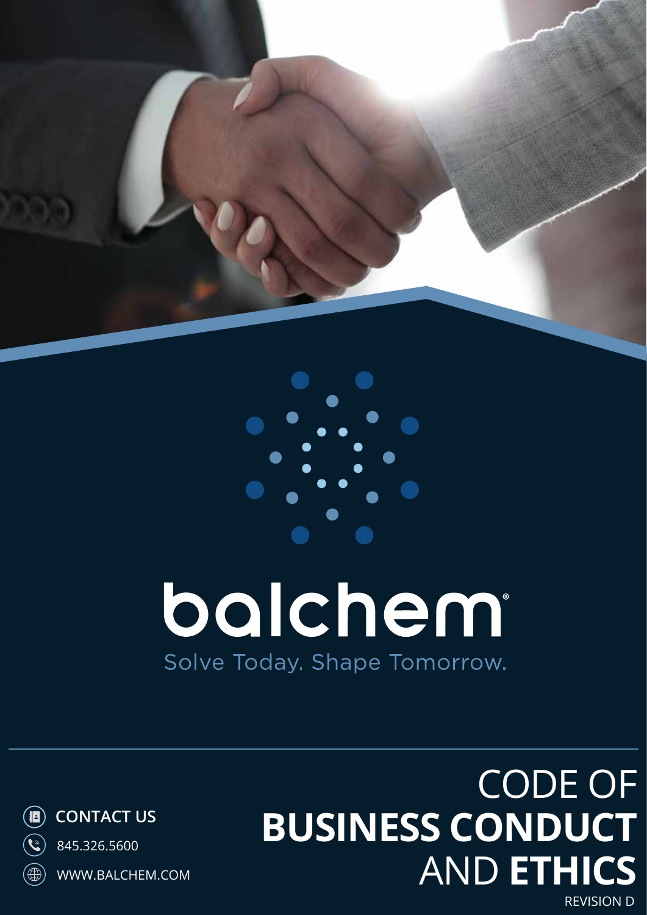balchem®

Solve Today. Shape Tomorrow.

**CONTACT US**

845.326.5600

WWW.BALCHEM.COM

# CODE OF **BUSINESS CONDUCT** AND **ETHICS**

REVISION D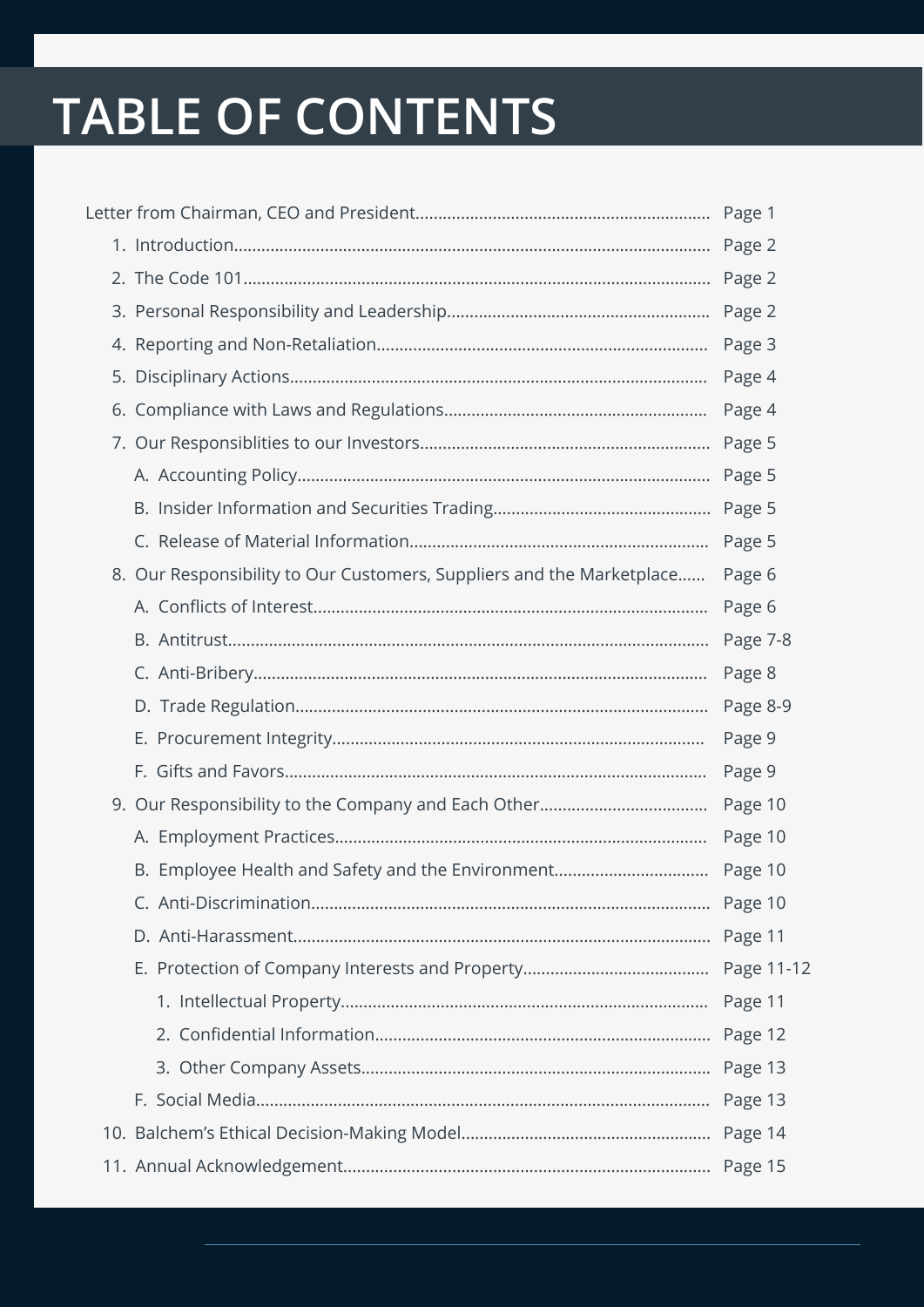# TABLE OF CONTENTS

Letter from Chairman, CEO and President........ Page 1

1. Introduction........ Page 2
2. The Code 101........ Page 2
3. Personal Responsibility and Leadership........ Page 2
4. Reporting and Non-Retaliation........ Page 3
5. Disciplinary Actions........ Page 4
6. Compliance with Laws and Regulations........ Page 4
7. Our Responsiblities to our Investors........ Page 5
   - A. Accounting Policy........ Page 5
   - B. Insider Information and Securities Trading........ Page 5
   - C. Release of Material Information........ Page 5
8. Our Responsibility to Our Customers, Suppliers and the Marketplace........ Page 6
   - A. Conflicts of Interest........ Page 6
   - B. Antitrust........ Page 7-8
   - C. Anti-Bribery........ Page 8
   - D. Trade Regulation........ Page 8-9
   - E. Procurement Integrity........ Page 9
   - F. Gifts and Favors........ Page 9
9. Our Responsibility to the Company and Each Other........ Page 10
   - A. Employment Practices........ Page 10
   - B. Employee Health and Safety and the Environment........ Page 10
   - C. Anti-Discrimination........ Page 10
   - D. Anti-Harassment........ Page 11
   - E. Protection of Company Interests and Property........ Page 11-12
     1. Intellectual Property........ Page 11
     2. Confidential Information........ Page 12
     3. Other Company Assets........ Page 13
   - F. Social Media........ Page 13
10. Balchem's Ethical Decision-Making Model........ Page 14
11. Annual Acknowledgement........ Page 15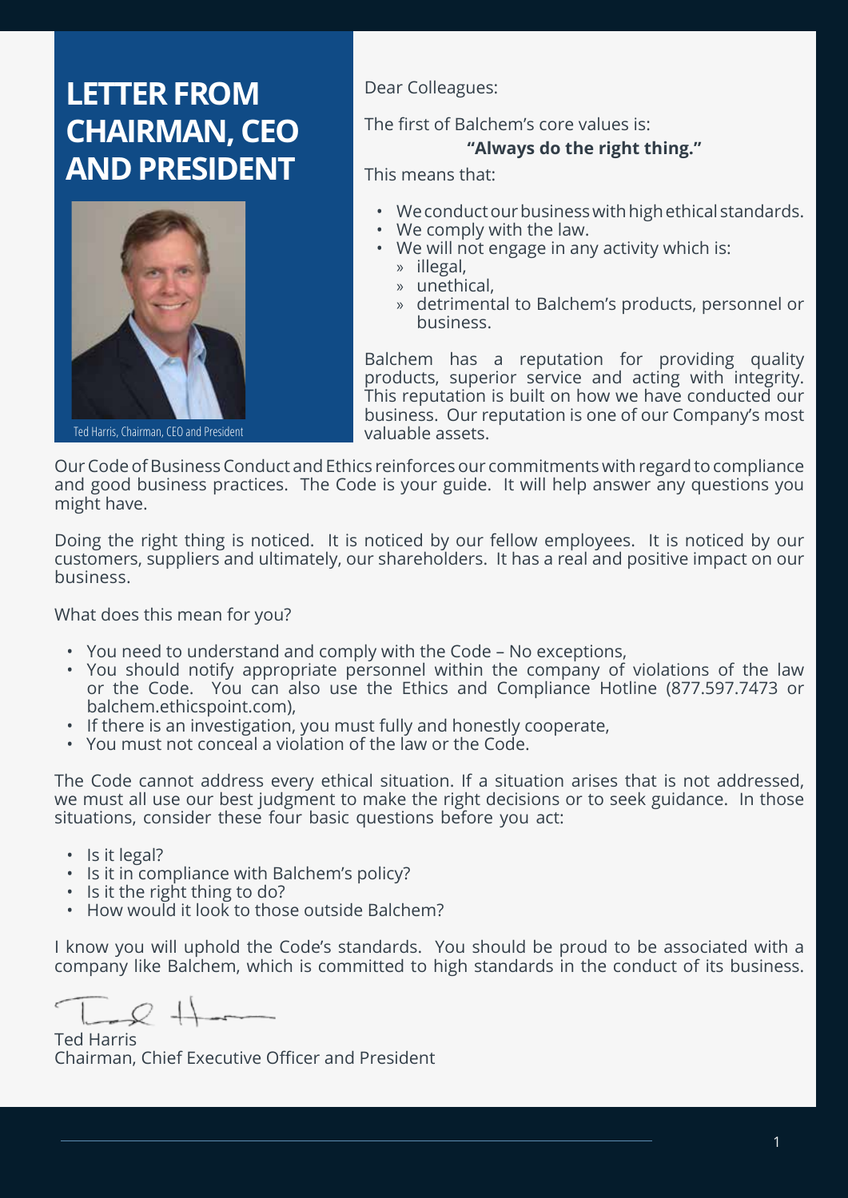# LETTER FROM CHAIRMAN, CEO AND PRESIDENT

Ted Harris, Chairman, CEO and President

Dear Colleagues:

The first of Balchem's core values is:

**"Always do the right thing."**

This means that:

- We conduct our business with high ethical standards.
- We comply with the law.
- We will not engage in any activity which is:
  - illegal,
  - unethical,
  - detrimental to Balchem's products, personnel or business.

Balchem has a reputation for providing quality products, superior service and acting with integrity. This reputation is built on how we have conducted our business. Our reputation is one of our Company's most valuable assets.

Our Code of Business Conduct and Ethics reinforces our commitments with regard to compliance and good business practices. The Code is your guide. It will help answer any questions you might have.

Doing the right thing is noticed. It is noticed by our fellow employees. It is noticed by our customers, suppliers and ultimately, our shareholders. It has a real and positive impact on our business.

What does this mean for you?

- You need to understand and comply with the Code – No exceptions,
- You should notify appropriate personnel within the company of violations of the law or the Code. You can also use the Ethics and Compliance Hotline (877.597.7473 or balchem.ethicspoint.com),
- If there is an investigation, you must fully and honestly cooperate,
- You must not conceal a violation of the law or the Code.

The Code cannot address every ethical situation. If a situation arises that is not addressed, we must all use our best judgment to make the right decisions or to seek guidance. In those situations, consider these four basic questions before you act:

- Is it legal?
- Is it in compliance with Balchem's policy?
- Is it the right thing to do?
- How would it look to those outside Balchem?

I know you will uphold the Code's standards. You should be proud to be associated with a company like Balchem, which is committed to high standards in the conduct of its business.

Ted Harris
Chairman, Chief Executive Officer and President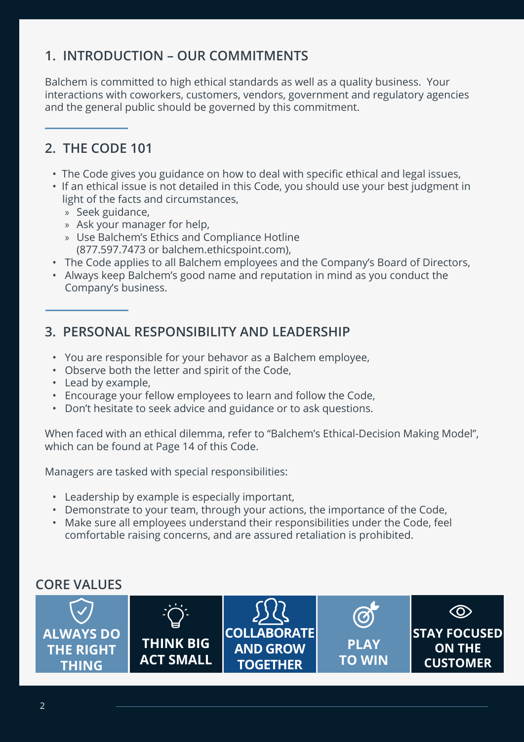## 1. INTRODUCTION – OUR COMMITMENTS

Balchem is committed to high ethical standards as well as a quality business. Your interactions with coworkers, customers, vendors, government and regulatory agencies and the general public should be governed by this commitment.

## 2. THE CODE 101

- The Code gives you guidance on how to deal with specific ethical and legal issues,
- If an ethical issue is not detailed in this Code, you should use your best judgment in light of the facts and circumstances,
  - Seek guidance,
  - Ask your manager for help,
  - Use Balchem's Ethics and Compliance Hotline (877.597.7473 or balchem.ethicspoint.com),
- The Code applies to all Balchem employees and the Company's Board of Directors,
- Always keep Balchem's good name and reputation in mind as you conduct the Company's business.

## 3. PERSONAL RESPONSIBILITY AND LEADERSHIP

- You are responsible for your behavor as a Balchem employee,
- Observe both the letter and spirit of the Code,
- Lead by example,
- Encourage your fellow employees to learn and follow the Code,
- Don't hesitate to seek advice and guidance or to ask questions.

When faced with an ethical dilemma, refer to "Balchem's Ethical-Decision Making Model", which can be found at Page 14 of this Code.

Managers are tasked with special responsibilities:

- Leadership by example is especially important,
- Demonstrate to your team, through your actions, the importance of the Code,
- Make sure all employees understand their responsibilities under the Code, feel comfortable raising concerns, and are assured retaliation is prohibited.

### CORE VALUES

**ALWAYS DO THE RIGHT THING**

**THINK BIG ACT SMALL**

**COLLABORATE AND GROW TOGETHER**

**PLAY TO WIN**

**STAY FOCUSED ON THE CUSTOMER**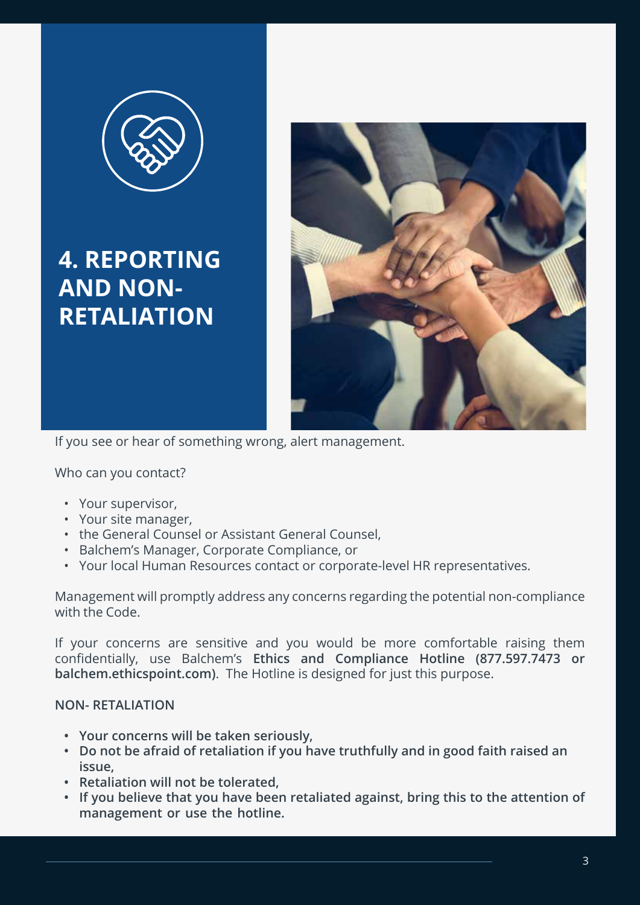# 4. REPORTING AND NON-RETALIATION

If you see or hear of something wrong, alert management.

Who can you contact?

- Your supervisor,
- Your site manager,
- the General Counsel or Assistant General Counsel,
- Balchem's Manager, Corporate Compliance, or
- Your local Human Resources contact or corporate-level HR representatives.

Management will promptly address any concerns regarding the potential non-compliance with the Code.

If your concerns are sensitive and you would be more comfortable raising them confidentially, use Balchem's **Ethics and Compliance Hotline (877.597.7473 or balchem.ethicspoint.com)**. The Hotline is designed for just this purpose.

## NON- RETALIATION

- **Your concerns will be taken seriously,**
- **Do not be afraid of retaliation if you have truthfully and in good faith raised an issue,**
- **Retaliation will not be tolerated,**
- **If you believe that you have been retaliated against, bring this to the attention of management or use the hotline.**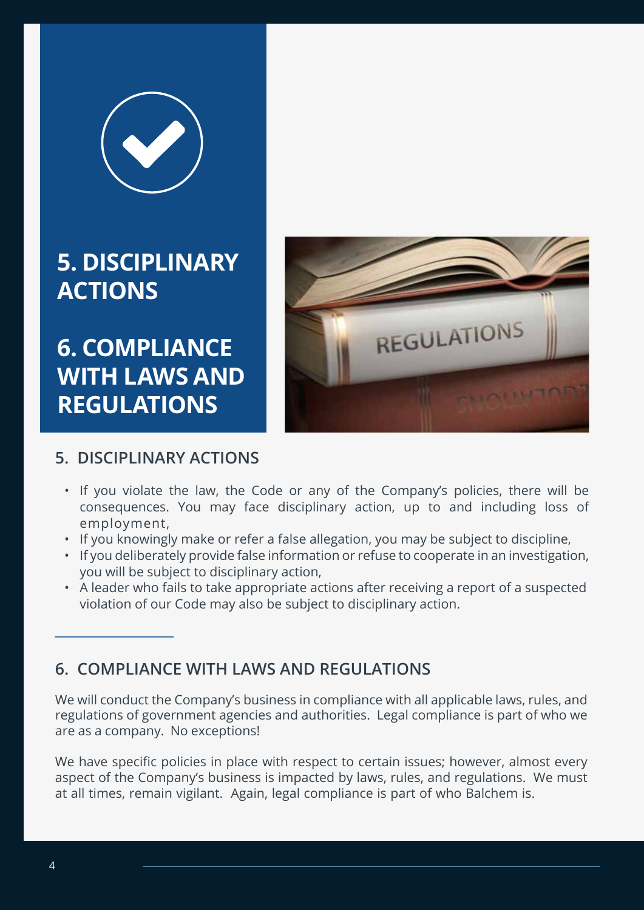# 5. DISCIPLINARY ACTIONS

# 6. COMPLIANCE WITH LAWS AND REGULATIONS

## 5. DISCIPLINARY ACTIONS

- If you violate the law, the Code or any of the Company's policies, there will be consequences. You may face disciplinary action, up to and including loss of employment,
- If you knowingly make or refer a false allegation, you may be subject to discipline,
- If you deliberately provide false information or refuse to cooperate in an investigation, you will be subject to disciplinary action,
- A leader who fails to take appropriate actions after receiving a report of a suspected violation of our Code may also be subject to disciplinary action.

## 6. COMPLIANCE WITH LAWS AND REGULATIONS

We will conduct the Company's business in compliance with all applicable laws, rules, and regulations of government agencies and authorities. Legal compliance is part of who we are as a company. No exceptions!

We have specific policies in place with respect to certain issues; however, almost every aspect of the Company's business is impacted by laws, rules, and regulations. We must at all times, remain vigilant. Again, legal compliance is part of who Balchem is.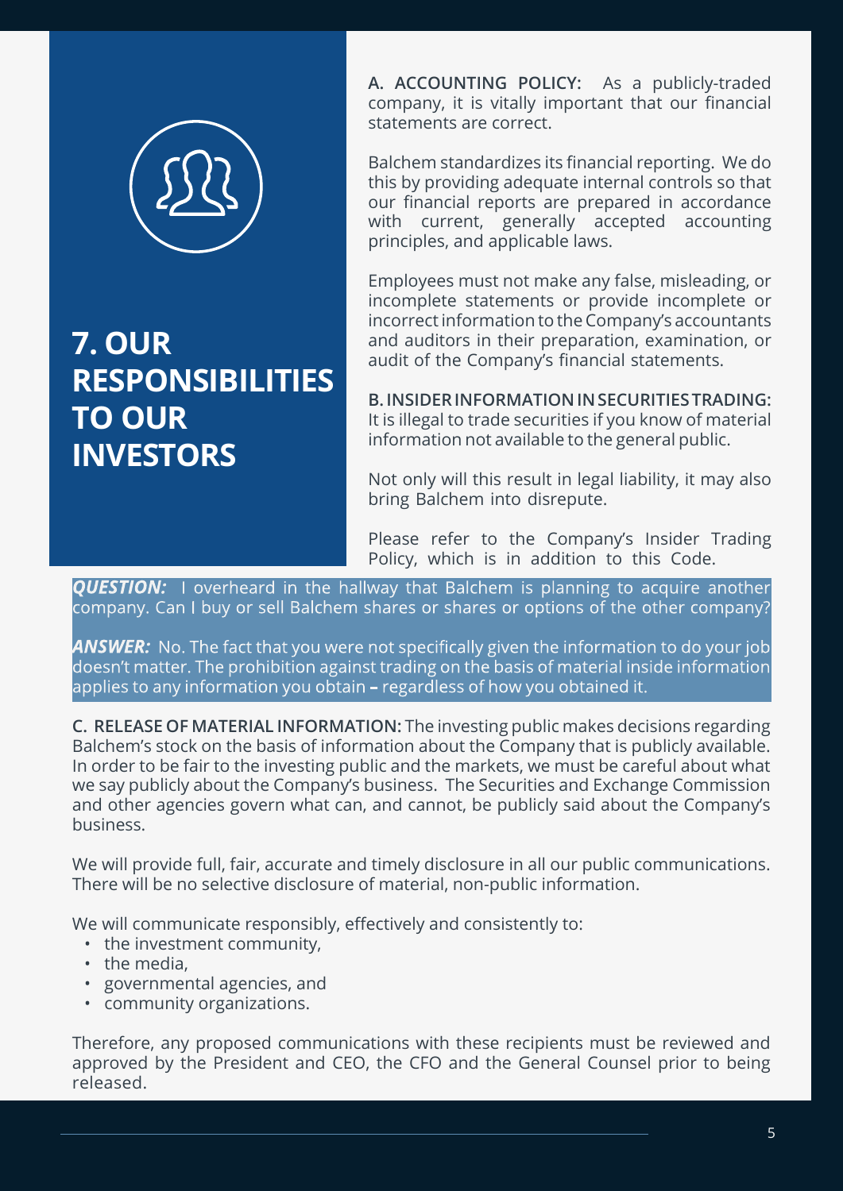# 7. OUR RESPONSIBILITIES TO OUR INVESTORS

**A. ACCOUNTING POLICY:** As a publicly-traded company, it is vitally important that our financial statements are correct.

Balchem standardizes its financial reporting. We do this by providing adequate internal controls so that our financial reports are prepared in accordance with current, generally accepted accounting principles, and applicable laws.

Employees must not make any false, misleading, or incomplete statements or provide incomplete or incorrect information to the Company's accountants and auditors in their preparation, examination, or audit of the Company's financial statements.

**B. INSIDER INFORMATION IN SECURITIES TRADING:** It is illegal to trade securities if you know of material information not available to the general public.

Not only will this result in legal liability, it may also bring Balchem into disrepute.

Please refer to the Company's Insider Trading Policy, which is in addition to this Code.

***QUESTION:*** I overheard in the hallway that Balchem is planning to acquire another company. Can I buy or sell Balchem shares or shares or options of the other company?

***ANSWER:*** No. The fact that you were not specifically given the information to do your job doesn't matter. The prohibition against trading on the basis of material inside information applies to any information you obtain – regardless of how you obtained it.

**C. RELEASE OF MATERIAL INFORMATION:** The investing public makes decisions regarding Balchem's stock on the basis of information about the Company that is publicly available. In order to be fair to the investing public and the markets, we must be careful about what we say publicly about the Company's business. The Securities and Exchange Commission and other agencies govern what can, and cannot, be publicly said about the Company's business.

We will provide full, fair, accurate and timely disclosure in all our public communications. There will be no selective disclosure of material, non-public information.

We will communicate responsibly, effectively and consistently to:

- the investment community,
- the media,
- governmental agencies, and
- community organizations.

Therefore, any proposed communications with these recipients must be reviewed and approved by the President and CEO, the CFO and the General Counsel prior to being released.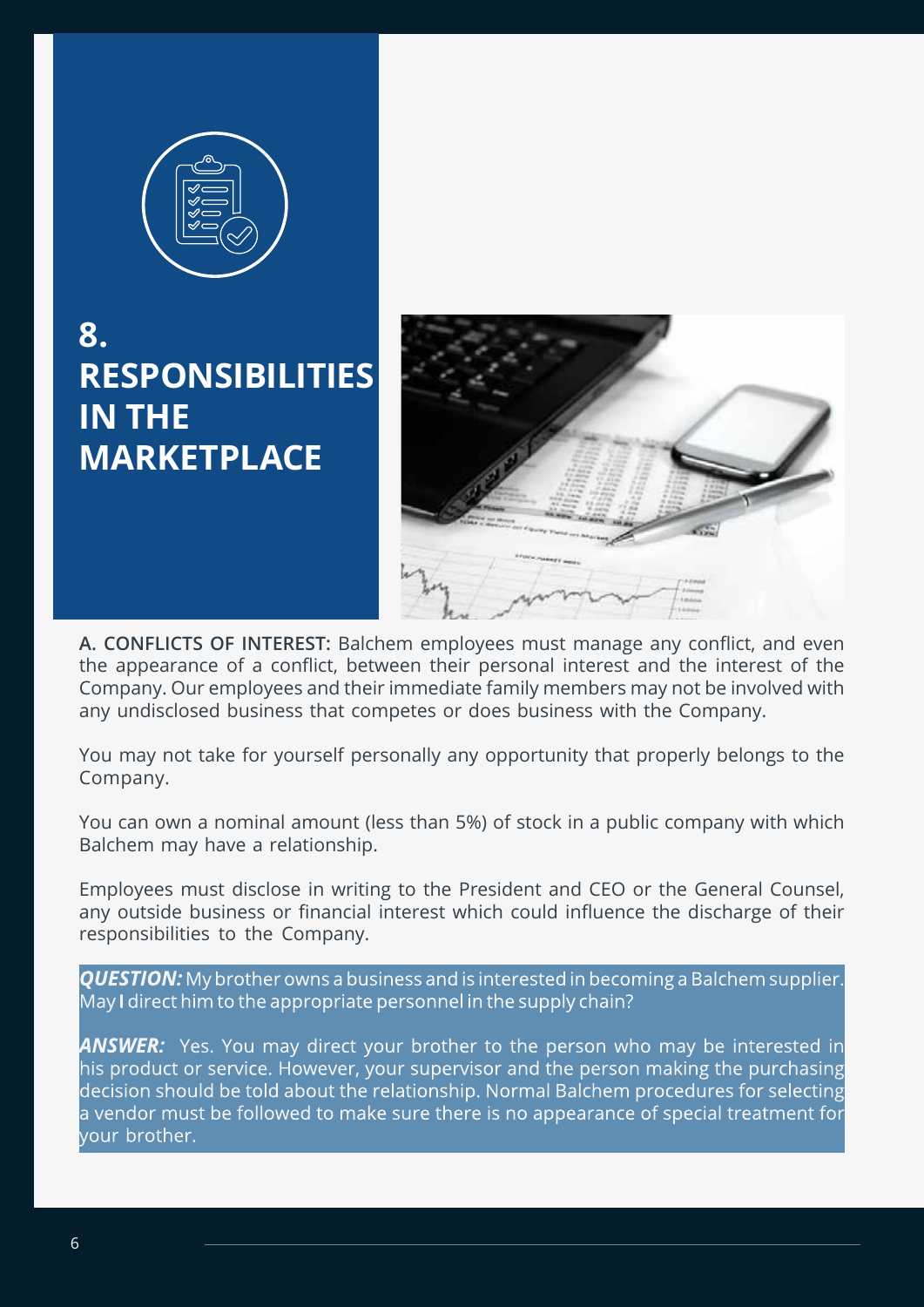# 8. RESPONSIBILITIES IN THE MARKETPLACE

**A. CONFLICTS OF INTEREST:** Balchem employees must manage any conflict, and even the appearance of a conflict, between their personal interest and the interest of the Company. Our employees and their immediate family members may not be involved with any undisclosed business that competes or does business with the Company.

You may not take for yourself personally any opportunity that properly belongs to the Company.

You can own a nominal amount (less than 5%) of stock in a public company with which Balchem may have a relationship.

Employees must disclose in writing to the President and CEO or the General Counsel, any outside business or financial interest which could influence the discharge of their responsibilities to the Company.

***QUESTION:*** My brother owns a business and is interested in becoming a Balchem supplier. May I direct him to the appropriate personnel in the supply chain?

***ANSWER:*** Yes. You may direct your brother to the person who may be interested in his product or service. However, your supervisor and the person making the purchasing decision should be told about the relationship. Normal Balchem procedures for selecting a vendor must be followed to make sure there is no appearance of special treatment for your brother.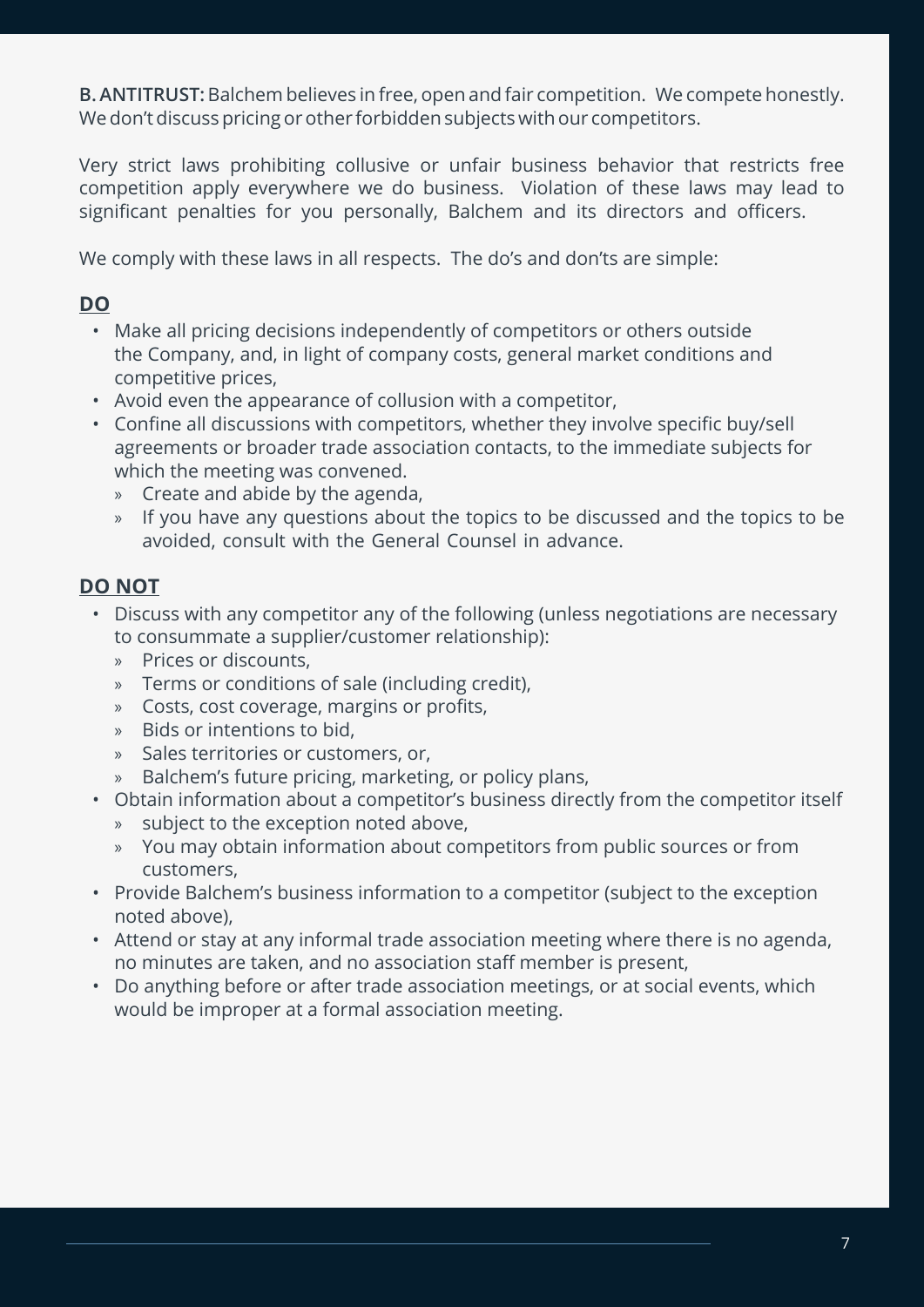**B. ANTITRUST:** Balchem believes in free, open and fair competition. We compete honestly. We don't discuss pricing or other forbidden subjects with our competitors.

Very strict laws prohibiting collusive or unfair business behavior that restricts free competition apply everywhere we do business. Violation of these laws may lead to significant penalties for you personally, Balchem and its directors and officers.

We comply with these laws in all respects. The do's and don'ts are simple:

**DO**

- Make all pricing decisions independently of competitors or others outside the Company, and, in light of company costs, general market conditions and competitive prices,
- Avoid even the appearance of collusion with a competitor,
- Confine all discussions with competitors, whether they involve specific buy/sell agreements or broader trade association contacts, to the immediate subjects for which the meeting was convened.
  - Create and abide by the agenda,
  - If you have any questions about the topics to be discussed and the topics to be avoided, consult with the General Counsel in advance.

**DO NOT**

- Discuss with any competitor any of the following (unless negotiations are necessary to consummate a supplier/customer relationship):
  - Prices or discounts,
  - Terms or conditions of sale (including credit),
  - Costs, cost coverage, margins or profits,
  - Bids or intentions to bid,
  - Sales territories or customers, or,
  - Balchem's future pricing, marketing, or policy plans,
- Obtain information about a competitor's business directly from the competitor itself
  - subject to the exception noted above,
  - You may obtain information about competitors from public sources or from customers,
- Provide Balchem's business information to a competitor (subject to the exception noted above),
- Attend or stay at any informal trade association meeting where there is no agenda, no minutes are taken, and no association staff member is present,
- Do anything before or after trade association meetings, or at social events, which would be improper at a formal association meeting.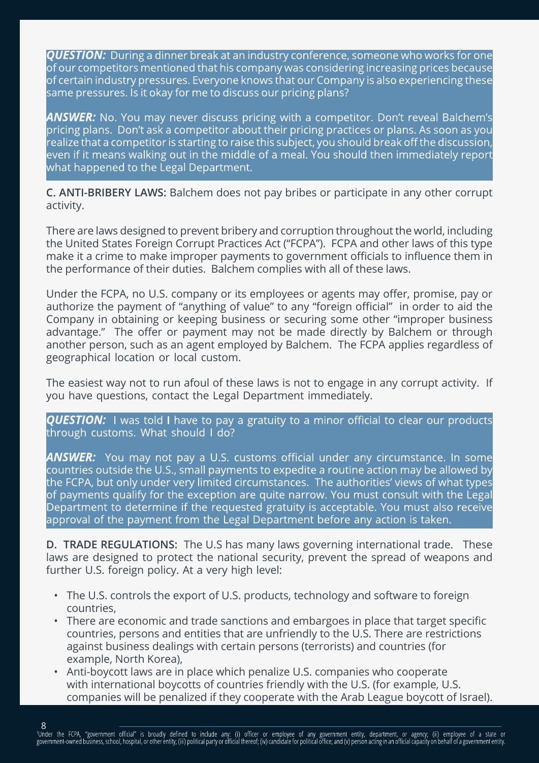***QUESTION:*** During a dinner break at an industry conference, someone who works for one of our competitors mentioned that his company was considering increasing prices because of certain industry pressures. Everyone knows that our Company is also experiencing these same pressures. Is it okay for me to discuss our pricing plans?

***ANSWER:*** No. You may never discuss pricing with a competitor. Don't reveal Balchem's pricing plans. Don't ask a competitor about their pricing practices or plans. As soon as you realize that a competitor is starting to raise this subject, you should break off the discussion, even if it means walking out in the middle of a meal. You should then immediately report what happened to the Legal Department.

**C. ANTI-BRIBERY LAWS:** Balchem does not pay bribes or participate in any other corrupt activity.

There are laws designed to prevent bribery and corruption throughout the world, including the United States Foreign Corrupt Practices Act ("FCPA"). FCPA and other laws of this type make it a crime to make improper payments to government officials to influence them in the performance of their duties. Balchem complies with all of these laws.

Under the FCPA, no U.S. company or its employees or agents may offer, promise, pay or authorize the payment of "anything of value" to any "foreign official" in order to aid the Company in obtaining or keeping business or securing some other "improper business advantage." The offer or payment may not be made directly by Balchem or through another person, such as an agent employed by Balchem. The FCPA applies regardless of geographical location or local custom.

The easiest way not to run afoul of these laws is not to engage in any corrupt activity. If you have questions, contact the Legal Department immediately.

***QUESTION:*** I was told I have to pay a gratuity to a minor official to clear our products through customs. What should I do?

***ANSWER:*** You may not pay a U.S. customs official under any circumstance. In some countries outside the U.S., small payments to expedite a routine action may be allowed by the FCPA, but only under very limited circumstances. The authorities' views of what types of payments qualify for the exception are quite narrow. You must consult with the Legal Department to determine if the requested gratuity is acceptable. You must also receive approval of the payment from the Legal Department before any action is taken.

**D. TRADE REGULATIONS:** The U.S has many laws governing international trade. These laws are designed to protect the national security, prevent the spread of weapons and further U.S. foreign policy. At a very high level:

- The U.S. controls the export of U.S. products, technology and software to foreign countries,
- There are economic and trade sanctions and embargoes in place that target specific countries, persons and entities that are unfriendly to the U.S. There are restrictions against business dealings with certain persons (terrorists) and countries (for example, North Korea),
- Anti-boycott laws are in place which penalize U.S. companies who cooperate with international boycotts of countries friendly with the U.S. (for example, U.S. companies will be penalized if they cooperate with the Arab League boycott of Israel).

[1]Under the FCPA, "government official" is broadly defined to include any: (i) officer or employee of any government entity, department, or agency; (ii) employee of a state or government-owned business, school, hospital, or other entity; (iii) political party or official thereof; (iv) candidate for political office; and (v) person acting in an official capacity on behalf of a government entity.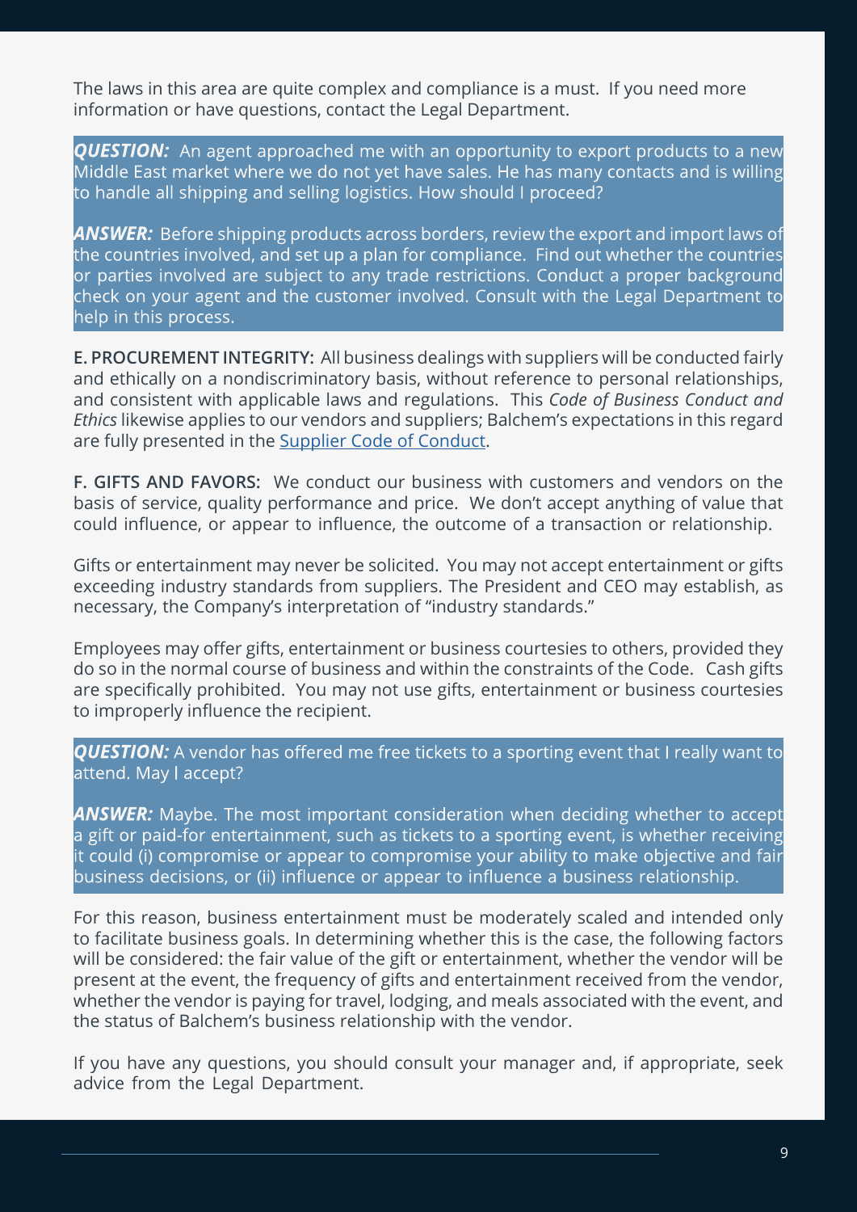The laws in this area are quite complex and compliance is a must. If you need more information or have questions, contact the Legal Department.

***QUESTION:*** An agent approached me with an opportunity to export products to a new Middle East market where we do not yet have sales. He has many contacts and is willing to handle all shipping and selling logistics. How should I proceed?

***ANSWER:*** Before shipping products across borders, review the export and import laws of the countries involved, and set up a plan for compliance. Find out whether the countries or parties involved are subject to any trade restrictions. Conduct a proper background check on your agent and the customer involved. Consult with the Legal Department to help in this process.

**E. PROCUREMENT INTEGRITY:** All business dealings with suppliers will be conducted fairly and ethically on a nondiscriminatory basis, without reference to personal relationships, and consistent with applicable laws and regulations. This *Code of Business Conduct and Ethics* likewise applies to our vendors and suppliers; Balchem's expectations in this regard are fully presented in the Supplier Code of Conduct.

**F. GIFTS AND FAVORS:** We conduct our business with customers and vendors on the basis of service, quality performance and price. We don't accept anything of value that could influence, or appear to influence, the outcome of a transaction or relationship.

Gifts or entertainment may never be solicited. You may not accept entertainment or gifts exceeding industry standards from suppliers. The President and CEO may establish, as necessary, the Company's interpretation of "industry standards."

Employees may offer gifts, entertainment or business courtesies to others, provided they do so in the normal course of business and within the constraints of the Code. Cash gifts are specifically prohibited. You may not use gifts, entertainment or business courtesies to improperly influence the recipient.

***QUESTION:*** A vendor has offered me free tickets to a sporting event that I really want to attend. May I accept?

***ANSWER:*** Maybe. The most important consideration when deciding whether to accept a gift or paid-for entertainment, such as tickets to a sporting event, is whether receiving it could (i) compromise or appear to compromise your ability to make objective and fair business decisions, or (ii) influence or appear to influence a business relationship.

For this reason, business entertainment must be moderately scaled and intended only to facilitate business goals. In determining whether this is the case, the following factors will be considered: the fair value of the gift or entertainment, whether the vendor will be present at the event, the frequency of gifts and entertainment received from the vendor, whether the vendor is paying for travel, lodging, and meals associated with the event, and the status of Balchem's business relationship with the vendor.

If you have any questions, you should consult your manager and, if appropriate, seek advice from the Legal Department.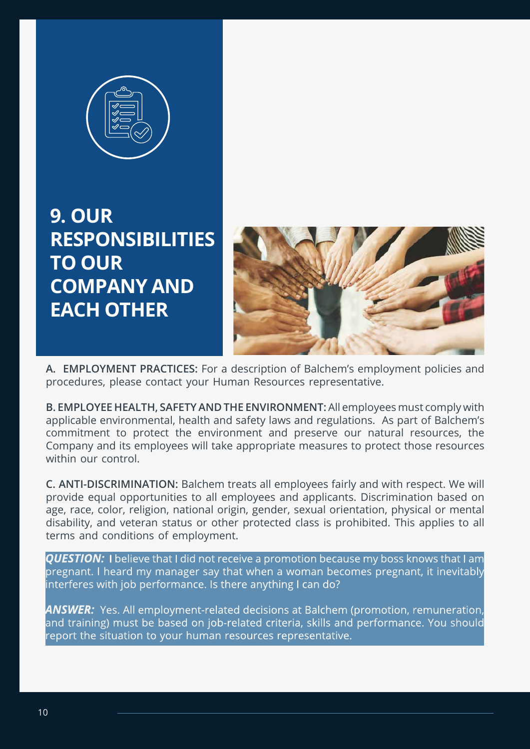# 9. OUR RESPONSIBILITIES TO OUR COMPANY AND EACH OTHER

**A. EMPLOYMENT PRACTICES:** For a description of Balchem's employment policies and procedures, please contact your Human Resources representative.

**B. EMPLOYEE HEALTH, SAFETY AND THE ENVIRONMENT:** All employees must comply with applicable environmental, health and safety laws and regulations. As part of Balchem's commitment to protect the environment and preserve our natural resources, the Company and its employees will take appropriate measures to protect those resources within our control.

**C. ANTI-DISCRIMINATION:** Balchem treats all employees fairly and with respect. We will provide equal opportunities to all employees and applicants. Discrimination based on age, race, color, religion, national origin, gender, sexual orientation, physical or mental disability, and veteran status or other protected class is prohibited. This applies to all terms and conditions of employment.

***QUESTION:*** I believe that I did not receive a promotion because my boss knows that I am pregnant. I heard my manager say that when a woman becomes pregnant, it inevitably interferes with job performance. Is there anything I can do?

***ANSWER:*** Yes. All employment-related decisions at Balchem (promotion, remuneration, and training) must be based on job-related criteria, skills and performance. You should report the situation to your human resources representative.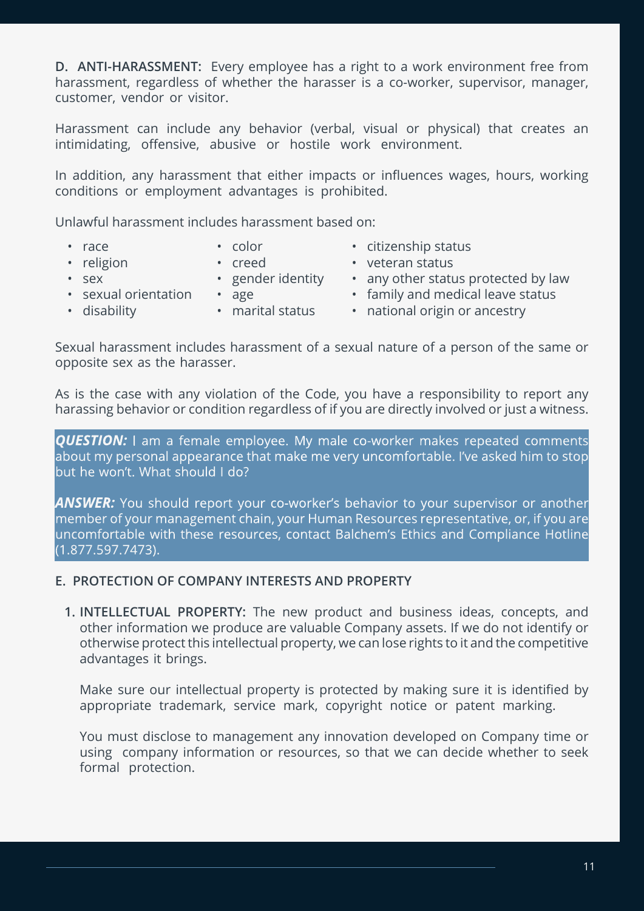**D. ANTI-HARASSMENT:** Every employee has a right to a work environment free from harassment, regardless of whether the harasser is a co-worker, supervisor, manager, customer, vendor or visitor.

Harassment can include any behavior (verbal, visual or physical) that creates an intimidating, offensive, abusive or hostile work environment.

In addition, any harassment that either impacts or influences wages, hours, working conditions or employment advantages is prohibited.

Unlawful harassment includes harassment based on:

- race
- religion
- sex
- sexual orientation
- disability
- color
- creed
- gender identity
- age
- marital status
- citizenship status
- veteran status
- any other status protected by law
- family and medical leave status
- national origin or ancestry

Sexual harassment includes harassment of a sexual nature of a person of the same or opposite sex as the harasser.

As is the case with any violation of the Code, you have a responsibility to report any harassing behavior or condition regardless of if you are directly involved or just a witness.

***QUESTION:*** I am a female employee. My male co-worker makes repeated comments about my personal appearance that make me very uncomfortable. I've asked him to stop but he won't. What should I do?

***ANSWER:*** You should report your co-worker's behavior to your supervisor or another member of your management chain, your Human Resources representative, or, if you are uncomfortable with these resources, contact Balchem's Ethics and Compliance Hotline (1.877.597.7473).

**E. PROTECTION OF COMPANY INTERESTS AND PROPERTY**

1. **INTELLECTUAL PROPERTY:** The new product and business ideas, concepts, and other information we produce are valuable Company assets. If we do not identify or otherwise protect this intellectual property, we can lose rights to it and the competitive advantages it brings.

   Make sure our intellectual property is protected by making sure it is identified by appropriate trademark, service mark, copyright notice or patent marking.

   You must disclose to management any innovation developed on Company time or using company information or resources, so that we can decide whether to seek formal protection.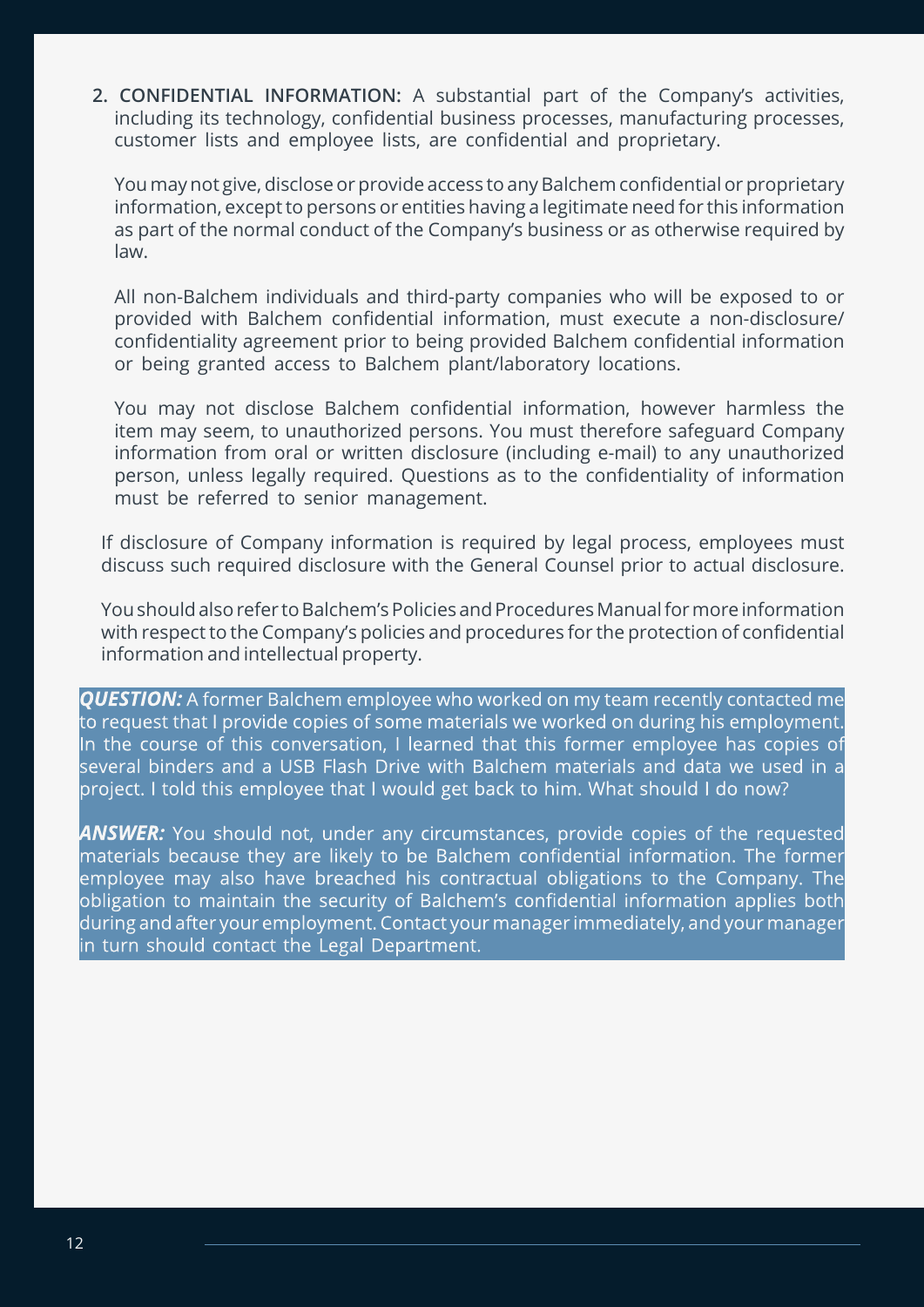**2. CONFIDENTIAL INFORMATION:** A substantial part of the Company's activities, including its technology, confidential business processes, manufacturing processes, customer lists and employee lists, are confidential and proprietary.

You may not give, disclose or provide access to any Balchem confidential or proprietary information, except to persons or entities having a legitimate need for this information as part of the normal conduct of the Company's business or as otherwise required by law.

All non-Balchem individuals and third-party companies who will be exposed to or provided with Balchem confidential information, must execute a non-disclosure/ confidentiality agreement prior to being provided Balchem confidential information or being granted access to Balchem plant/laboratory locations.

You may not disclose Balchem confidential information, however harmless the item may seem, to unauthorized persons. You must therefore safeguard Company information from oral or written disclosure (including e-mail) to any unauthorized person, unless legally required. Questions as to the confidentiality of information must be referred to senior management.

If disclosure of Company information is required by legal process, employees must discuss such required disclosure with the General Counsel prior to actual disclosure.

You should also refer to Balchem's Policies and Procedures Manual for more information with respect to the Company's policies and procedures for the protection of confidential information and intellectual property.

***QUESTION:*** A former Balchem employee who worked on my team recently contacted me to request that I provide copies of some materials we worked on during his employment. In the course of this conversation, I learned that this former employee has copies of several binders and a USB Flash Drive with Balchem materials and data we used in a project. I told this employee that I would get back to him. What should I do now?

***ANSWER:*** You should not, under any circumstances, provide copies of the requested materials because they are likely to be Balchem confidential information. The former employee may also have breached his contractual obligations to the Company. The obligation to maintain the security of Balchem's confidential information applies both during and after your employment. Contact your manager immediately, and your manager in turn should contact the Legal Department.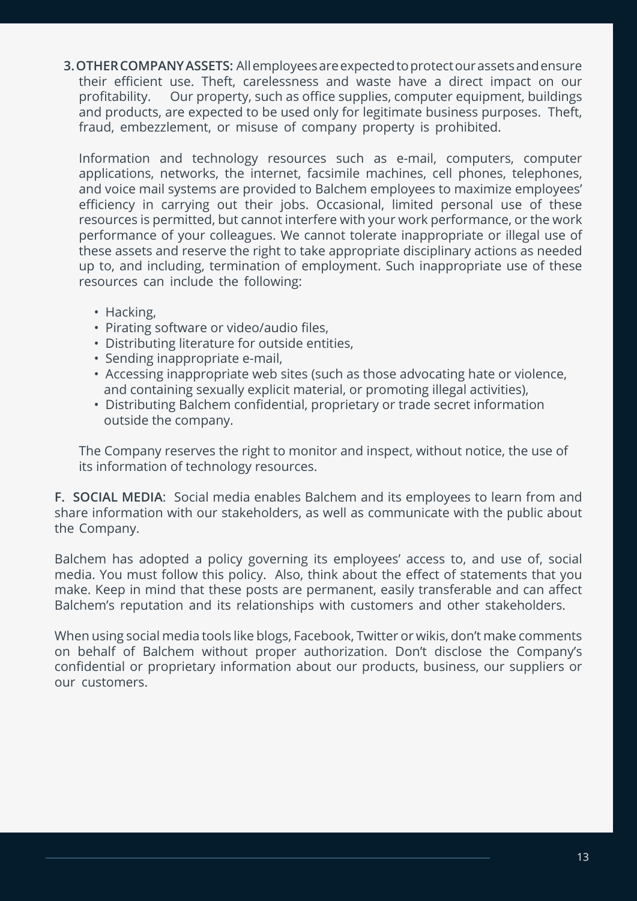3. **OTHER COMPANY ASSETS:** All employees are expected to protect our assets and ensure their efficient use. Theft, carelessness and waste have a direct impact on our profitability. Our property, such as office supplies, computer equipment, buildings and products, are expected to be used only for legitimate business purposes. Theft, fraud, embezzlement, or misuse of company property is prohibited.

   Information and technology resources such as e-mail, computers, computer applications, networks, the internet, facsimile machines, cell phones, telephones, and voice mail systems are provided to Balchem employees to maximize employees' efficiency in carrying out their jobs. Occasional, limited personal use of these resources is permitted, but cannot interfere with your work performance, or the work performance of your colleagues. We cannot tolerate inappropriate or illegal use of these assets and reserve the right to take appropriate disciplinary actions as needed up to, and including, termination of employment. Such inappropriate use of these resources can include the following:

   - Hacking,
   - Pirating software or video/audio files,
   - Distributing literature for outside entities,
   - Sending inappropriate e-mail,
   - Accessing inappropriate web sites (such as those advocating hate or violence, and containing sexually explicit material, or promoting illegal activities),
   - Distributing Balchem confidential, proprietary or trade secret information outside the company.

   The Company reserves the right to monitor and inspect, without notice, the use of its information of technology resources.

**F. SOCIAL MEDIA**: Social media enables Balchem and its employees to learn from and share information with our stakeholders, as well as communicate with the public about the Company.

Balchem has adopted a policy governing its employees' access to, and use of, social media. You must follow this policy. Also, think about the effect of statements that you make. Keep in mind that these posts are permanent, easily transferable and can affect Balchem's reputation and its relationships with customers and other stakeholders.

When using social media tools like blogs, Facebook, Twitter or wikis, don't make comments on behalf of Balchem without proper authorization. Don't disclose the Company's confidential or proprietary information about our products, business, our suppliers or our customers.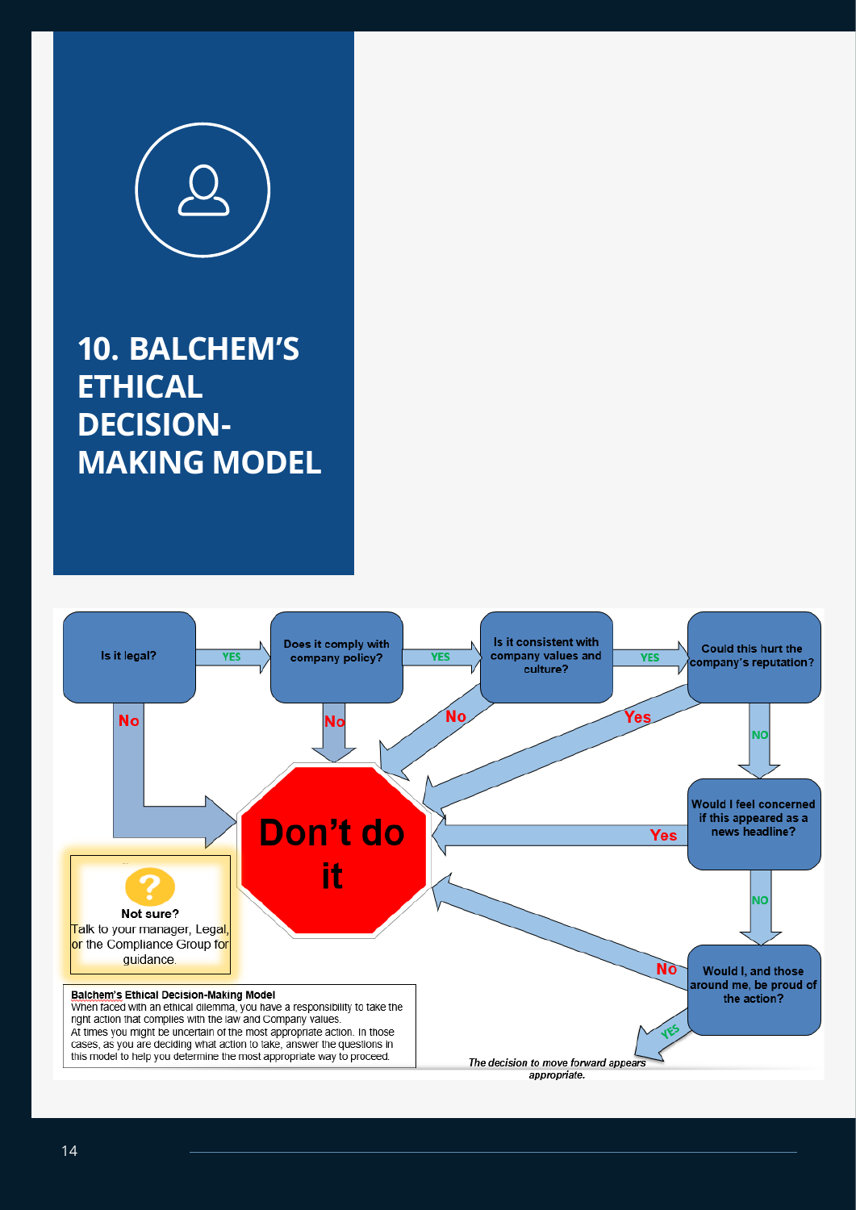# 10. BALCHEM'S ETHICAL DECISION-MAKING MODEL

Is it legal? — YES → Does it comply with company policy? — YES → Is it consistent with company values and culture? — YES → Could this hurt the company's reputation?

Is it legal? — No → Don't do it

Does it comply with company policy? — No → Don't do it

Is it consistent with company values and culture? — No → Don't do it

Could this hurt the company's reputation? — Yes → Don't do it

Could this hurt the company's reputation? — NO → Would I feel concerned if this appeared as a news headline?

Would I feel concerned if this appeared as a news headline? — Yes → Don't do it

Would I feel concerned if this appeared as a news headline? — NO → Would I, and those around me, be proud of the action?

Would I, and those around me, be proud of the action? — No → Don't do it

Would I, and those around me, be proud of the action? — YES → *The decision to move forward appears appropriate.*

**Not sure?**
Talk to your manager, Legal, or the Compliance Group for guidance.

**Balchem's Ethical Decision-Making Model**
When faced with an ethical dilemma, you have a responsibility to take the right action that complies with the law and Company values.
At times you might be uncertain of the most appropriate action. In those cases, as you are deciding what action to take, answer the questions in this model to help you determine the most appropriate way to proceed.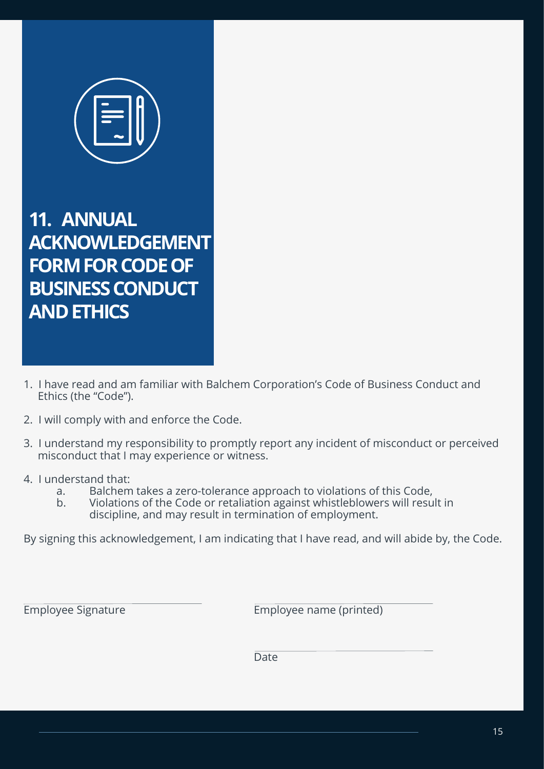# 11. ANNUAL ACKNOWLEDGEMENT FORM FOR CODE OF BUSINESS CONDUCT AND ETHICS

1. I have read and am familiar with Balchem Corporation's Code of Business Conduct and Ethics (the "Code").
2. I will comply with and enforce the Code.
3. I understand my responsibility to promptly report any incident of misconduct or perceived misconduct that I may experience or witness.
4. I understand that:
   a. Balchem takes a zero-tolerance approach to violations of this Code,
   b. Violations of the Code or retaliation against whistleblowers will result in discipline, and may result in termination of employment.

By signing this acknowledgement, I am indicating that I have read, and will abide by, the Code.

\_\_\_\_\_\_\_\_\_\_\_\_\_\_\_\_\_\_\_\_\_\_\_\_\_\_\_\_
Employee Signature

\_\_\_\_\_\_\_\_\_\_\_\_\_\_\_\_\_\_\_\_\_\_\_\_\_\_\_\_
Employee name (printed)

\_\_\_\_\_\_\_\_\_\_\_\_\_\_\_\_\_\_\_\_\_\_\_\_\_\_\_\_
Date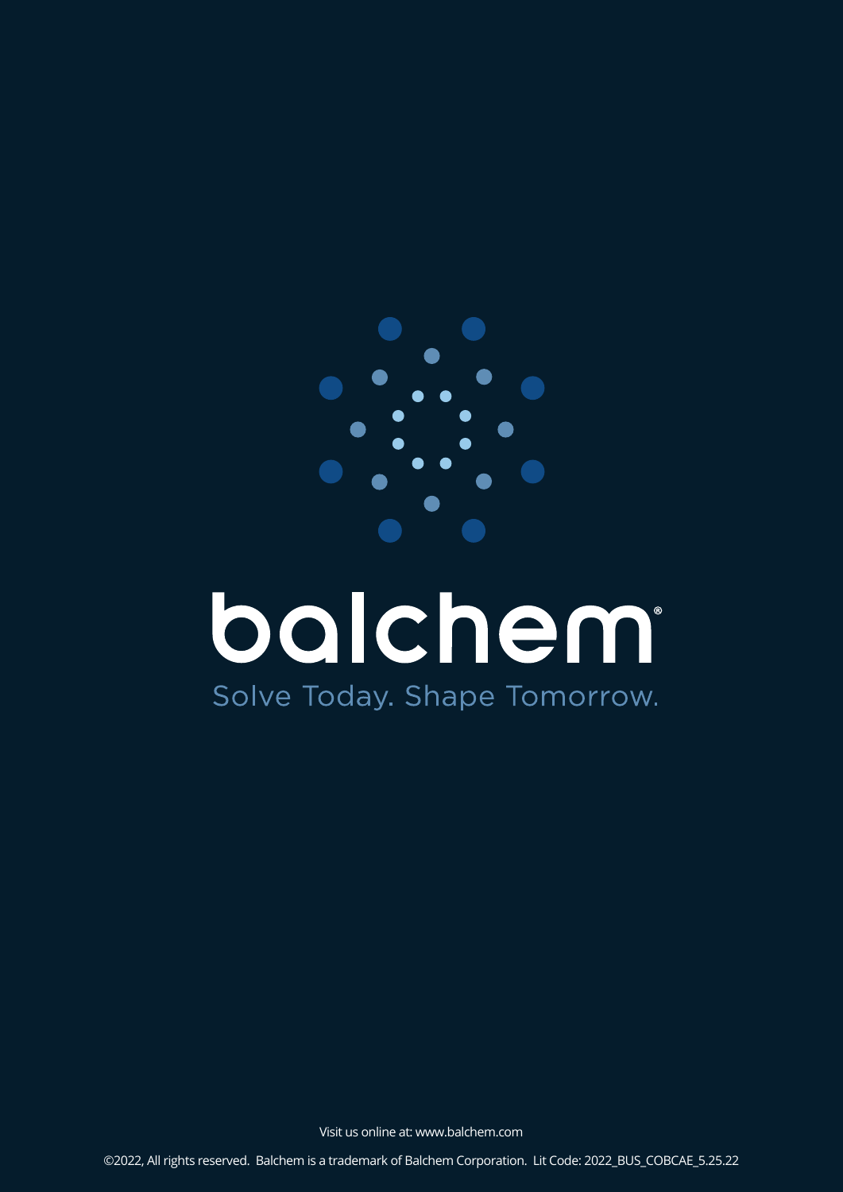balchem®

Solve Today. Shape Tomorrow.

Visit us online at: www.balchem.com

©2022, All rights reserved. Balchem is a trademark of Balchem Corporation. Lit Code: 2022_BUS_COBCAE_5.25.22